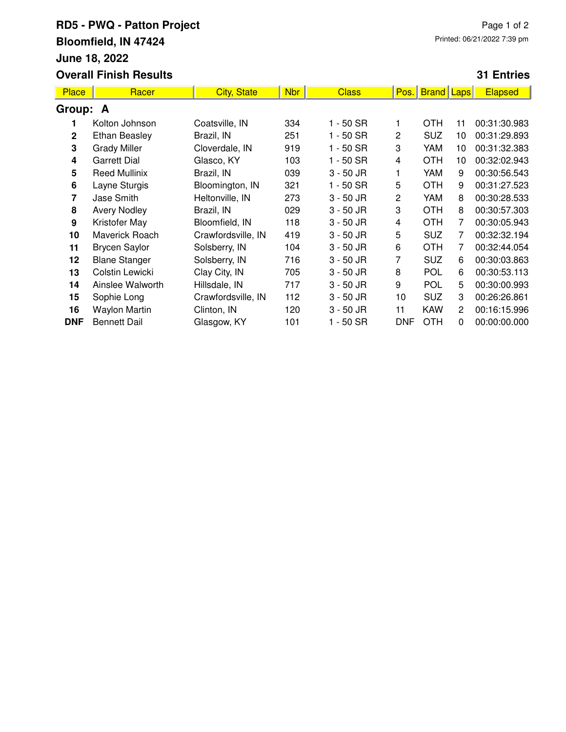# RD5 - PWQ - Patton Project

**Bloomfield, IN 47424**

**June 18, 2022**

**Overall Finish Results**

Printed: 06/21/2022 7:39 pm

**31 Entries**

| Place | Racer | City, State | Nbr | Class | Pos. | Brand | Laps | Elapsed |
|---|---|---|---|---|---|---|---|---|
| **Group: A** | | | | | | | | |
| 1 | Kolton Johnson | Coatsville, IN | 334 | 1 - 50 SR | 1 | OTH | 11 | 00:31:30.983 |
| 2 | Ethan Beasley | Brazil, IN | 251 | 1 - 50 SR | 2 | SUZ | 10 | 00:31:29.893 |
| 3 | Grady Miller | Cloverdale, IN | 919 | 1 - 50 SR | 3 | YAM | 10 | 00:31:32.383 |
| 4 | Garrett Dial | Glasco, KY | 103 | 1 - 50 SR | 4 | OTH | 10 | 00:32:02.943 |
| 5 | Reed Mullinix | Brazil, IN | 039 | 3 - 50 JR | 1 | YAM | 9 | 00:30:56.543 |
| 6 | Layne Sturgis | Bloomington, IN | 321 | 1 - 50 SR | 5 | OTH | 9 | 00:31:27.523 |
| 7 | Jase Smith | Heltonville, IN | 273 | 3 - 50 JR | 2 | YAM | 8 | 00:30:28.533 |
| 8 | Avery Nodley | Brazil, IN | 029 | 3 - 50 JR | 3 | OTH | 8 | 00:30:57.303 |
| 9 | Kristofer May | Bloomfield, IN | 118 | 3 - 50 JR | 4 | OTH | 7 | 00:30:05.943 |
| 10 | Maverick Roach | Crawfordsville, IN | 419 | 3 - 50 JR | 5 | SUZ | 7 | 00:32:32.194 |
| 11 | Brycen Saylor | Solsberry, IN | 104 | 3 - 50 JR | 6 | OTH | 7 | 00:32:44.054 |
| 12 | Blane Stanger | Solsberry, IN | 716 | 3 - 50 JR | 7 | SUZ | 6 | 00:30:03.863 |
| 13 | Colstin Lewicki | Clay City, IN | 705 | 3 - 50 JR | 8 | POL | 6 | 00:30:53.113 |
| 14 | Ainslee Walworth | Hillsdale, IN | 717 | 3 - 50 JR | 9 | POL | 5 | 00:30:00.993 |
| 15 | Sophie Long | Crawfordsville, IN | 112 | 3 - 50 JR | 10 | SUZ | 3 | 00:26:26.861 |
| 16 | Waylon Martin | Clinton, IN | 120 | 3 - 50 JR | 11 | KAW | 2 | 00:16:15.996 |
| DNF | Bennett Dail | Glasgow, KY | 101 | 1 - 50 SR | DNF | OTH | 0 | 00:00:00.000 |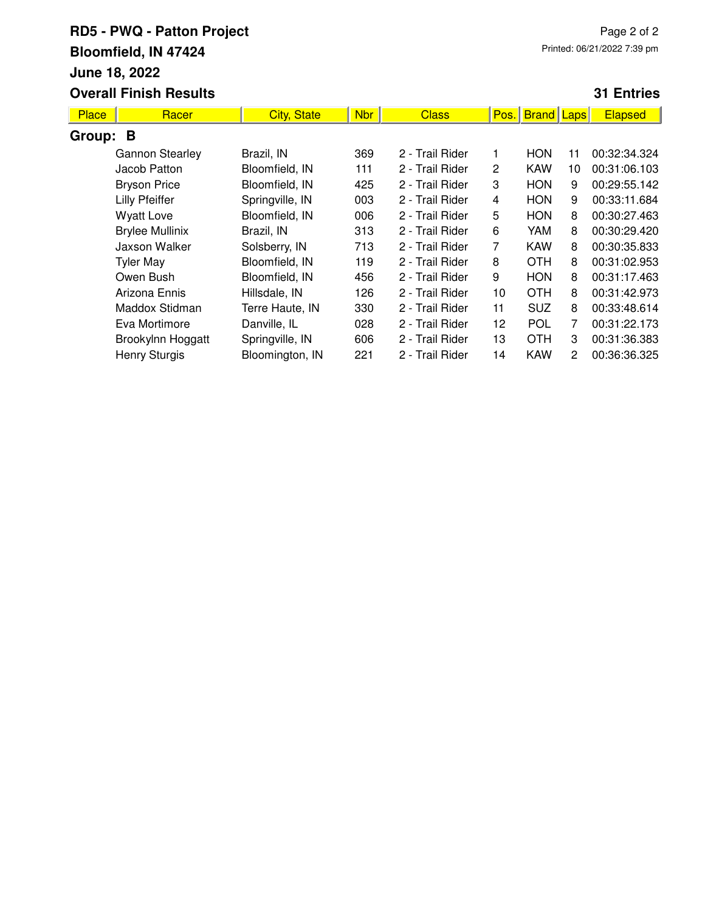# RD5 - PWQ - Patton Project

**Bloomfield, IN 47424**

**June 18, 2022**

**Overall Finish Results** — **31 Entries**

Printed: 06/21/2022 7:39 pm

| Place | Racer | City, State | Nbr | Class | Pos. | Brand | Laps | Elapsed |
|---|---|---|---|---|---|---|---|---|
| **Group: B** | | | | | | | | |
| | Gannon Stearley | Brazil, IN | 369 | 2 - Trail Rider | 1 | HON | 11 | 00:32:34.324 |
| | Jacob Patton | Bloomfield, IN | 111 | 2 - Trail Rider | 2 | KAW | 10 | 00:31:06.103 |
| | Bryson Price | Bloomfield, IN | 425 | 2 - Trail Rider | 3 | HON | 9 | 00:29:55.142 |
| | Lilly Pfeiffer | Springville, IN | 003 | 2 - Trail Rider | 4 | HON | 9 | 00:33:11.684 |
| | Wyatt Love | Bloomfield, IN | 006 | 2 - Trail Rider | 5 | HON | 8 | 00:30:27.463 |
| | Brylee Mullinix | Brazil, IN | 313 | 2 - Trail Rider | 6 | YAM | 8 | 00:30:29.420 |
| | Jaxson Walker | Solsberry, IN | 713 | 2 - Trail Rider | 7 | KAW | 8 | 00:30:35.833 |
| | Tyler May | Bloomfield, IN | 119 | 2 - Trail Rider | 8 | OTH | 8 | 00:31:02.953 |
| | Owen Bush | Bloomfield, IN | 456 | 2 - Trail Rider | 9 | HON | 8 | 00:31:17.463 |
| | Arizona Ennis | Hillsdale, IN | 126 | 2 - Trail Rider | 10 | OTH | 8 | 00:31:42.973 |
| | Maddox Stidman | Terre Haute, IN | 330 | 2 - Trail Rider | 11 | SUZ | 8 | 00:33:48.614 |
| | Eva Mortimore | Danville, IL | 028 | 2 - Trail Rider | 12 | POL | 7 | 00:31:22.173 |
| | Brookylnn Hoggatt | Springville, IN | 606 | 2 - Trail Rider | 13 | OTH | 3 | 00:31:36.383 |
| | Henry Sturgis | Bloomington, IN | 221 | 2 - Trail Rider | 14 | KAW | 2 | 00:36:36.325 |